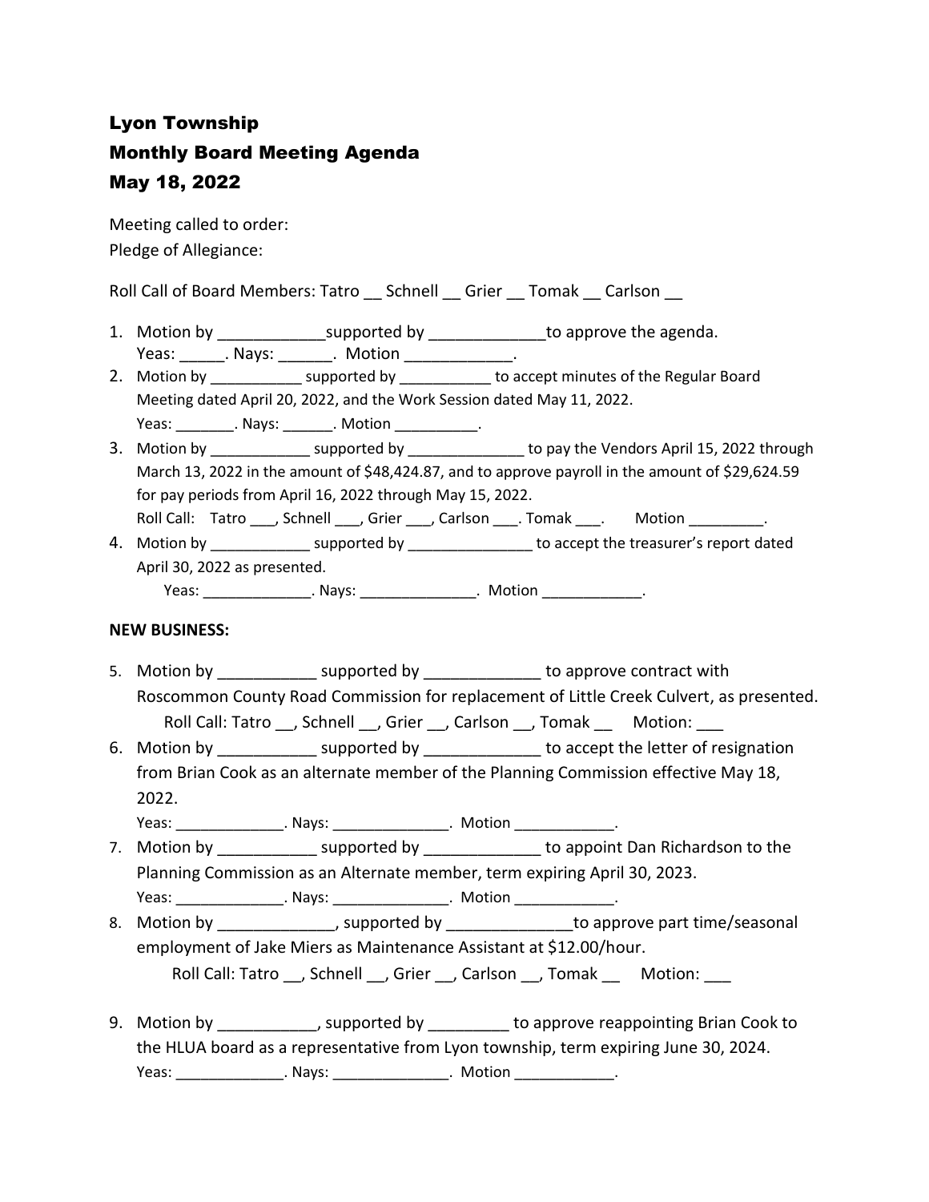# Lyon Township
# Monthly Board Meeting Agenda
# May 18, 2022

Meeting called to order:
Pledge of Allegiance:

Roll Call of Board Members: Tatro __ Schnell __ Grier __ Tomak __ Carlson __

1. Motion by ____________supported by _____________to approve the agenda.
   Yeas: _____. Nays: ______. Motion ____________.
2. Motion by ___________ supported by ___________ to accept minutes of the Regular Board Meeting dated April 20, 2022, and the Work Session dated May 11, 2022.
   Yeas: _______. Nays: ______. Motion __________.
3. Motion by ____________ supported by ______________ to pay the Vendors April 15, 2022 through March 13, 2022 in the amount of $48,424.87, and to approve payroll in the amount of $29,624.59 for pay periods from April 16, 2022 through May 15, 2022.
   Roll Call: Tatro ___, Schnell ___, Grier ___, Carlson ___. Tomak ___. Motion _________.
4. Motion by ____________ supported by _______________ to accept the treasurer's report dated April 30, 2022 as presented.
   Yeas: _____________. Nays: ______________. Motion ____________.

**NEW BUSINESS:**

5. Motion by ___________ supported by _____________ to approve contract with Roscommon County Road Commission for replacement of Little Creek Culvert, as presented.
   Roll Call: Tatro __, Schnell __, Grier __, Carlson __, Tomak __ Motion: ___
6. Motion by ___________ supported by _____________ to accept the letter of resignation from Brian Cook as an alternate member of the Planning Commission effective May 18, 2022.
   Yeas: _____________. Nays: ______________. Motion ____________.
7. Motion by ___________ supported by _____________ to appoint Dan Richardson to the Planning Commission as an Alternate member, term expiring April 30, 2023.
   Yeas: _____________. Nays: ______________. Motion ____________.
8. Motion by _____________, supported by ______________to approve part time/seasonal employment of Jake Miers as Maintenance Assistant at $12.00/hour.
   Roll Call: Tatro __, Schnell __, Grier __, Carlson __, Tomak __ Motion: ___
9. Motion by ___________, supported by _________ to approve reappointing Brian Cook to the HLUA board as a representative from Lyon township, term expiring June 30, 2024.
   Yeas: _____________. Nays: ______________. Motion ____________.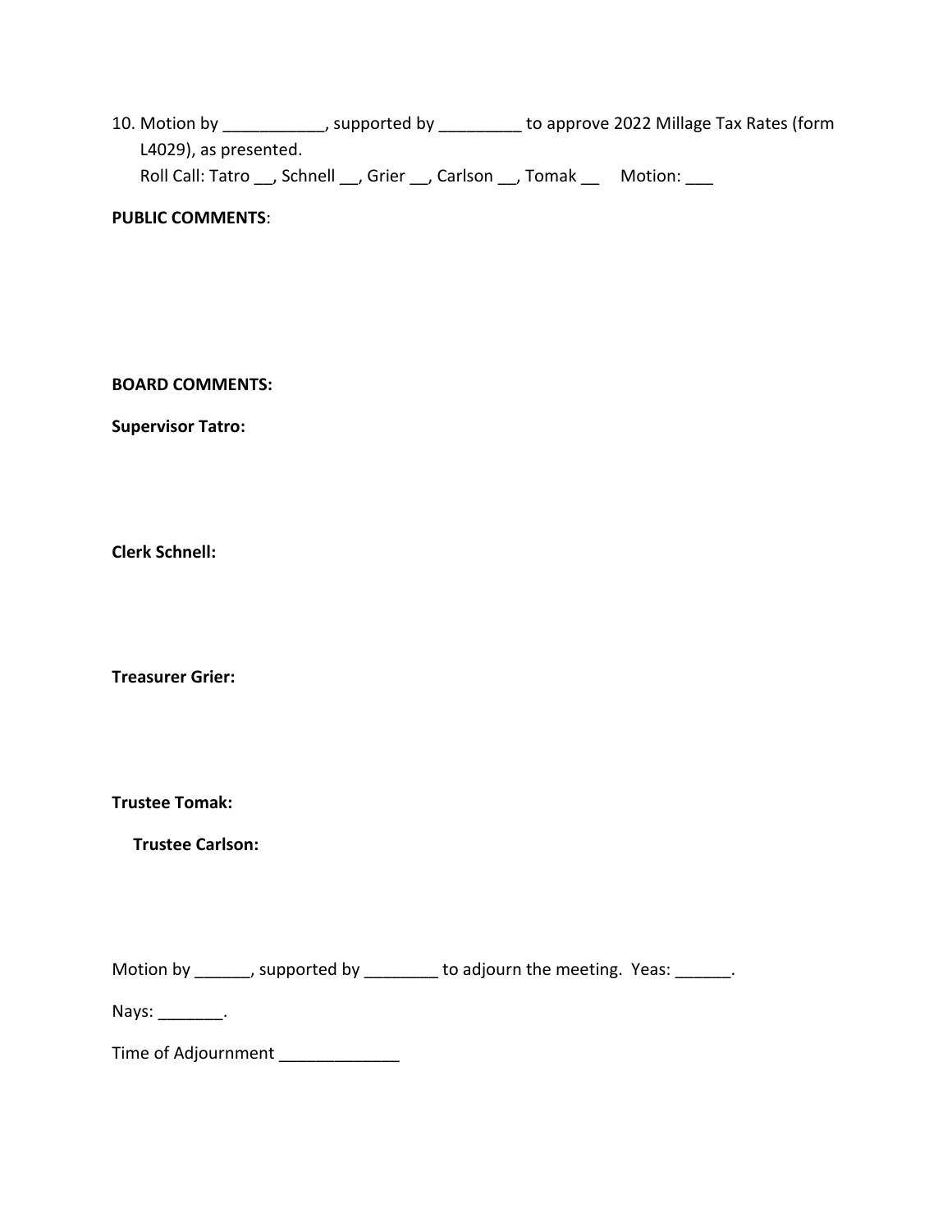10. Motion by ___________, supported by _________ to approve 2022 Millage Tax Rates (form L4029), as presented.
    Roll Call: Tatro __, Schnell __, Grier __, Carlson __, Tomak __    Motion: ___

**PUBLIC COMMENTS**:

**BOARD COMMENTS:**

**Supervisor Tatro:**

**Clerk Schnell:**

**Treasurer Grier:**

**Trustee Tomak:**

**Trustee Carlson:**

Motion by ______, supported by ________ to adjourn the meeting. Yeas: ______.

Nays: _______.

Time of Adjournment _____________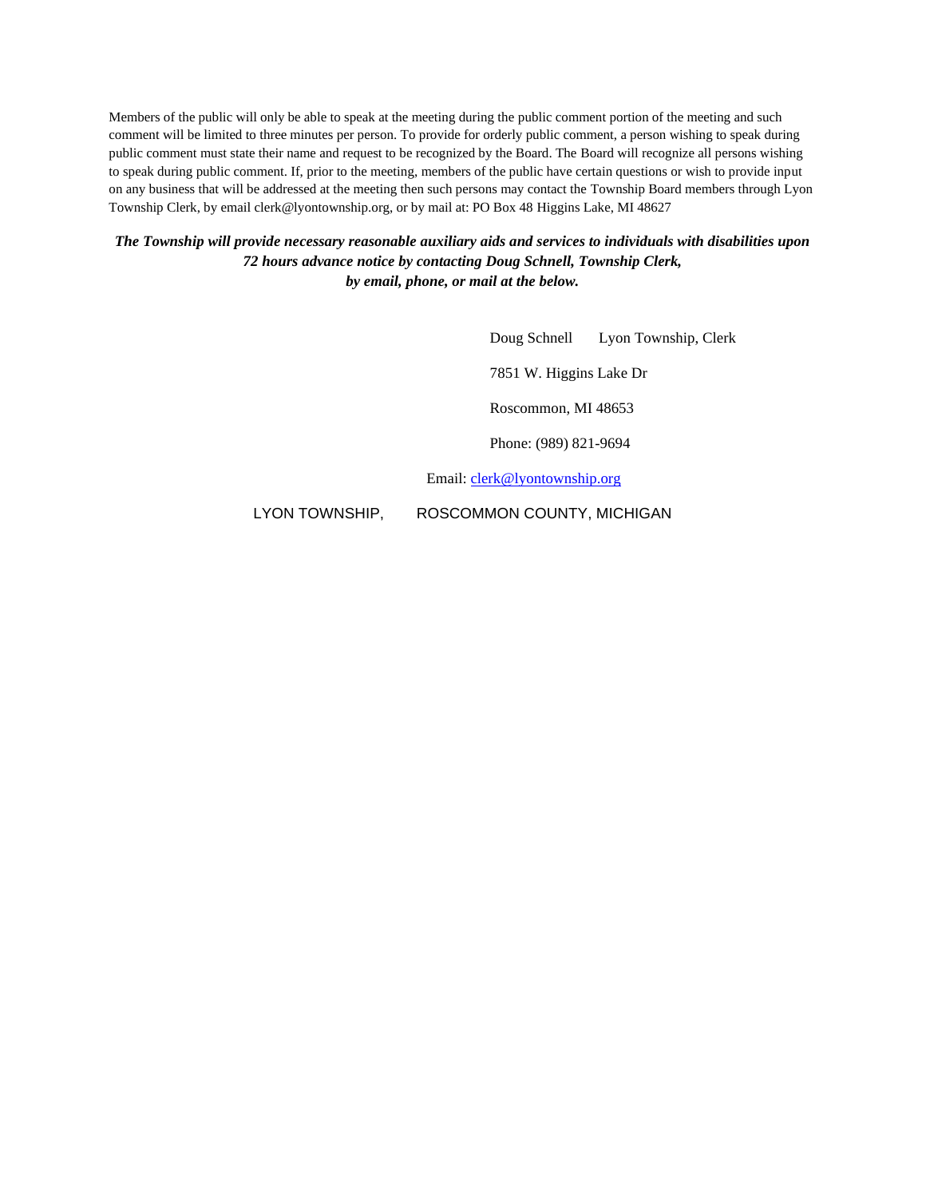Members of the public will only be able to speak at the meeting during the public comment portion of the meeting and such comment will be limited to three minutes per person. To provide for orderly public comment, a person wishing to speak during public comment must state their name and request to be recognized by the Board. The Board will recognize all persons wishing to speak during public comment. If, prior to the meeting, members of the public have certain questions or wish to provide input on any business that will be addressed at the meeting then such persons may contact the Township Board members through Lyon Township Clerk, by email clerk@lyontownship.org, or by mail at: PO Box 48 Higgins Lake, MI 48627

***The Township will provide necessary reasonable auxiliary aids and services to individuals with disabilities upon 72 hours advance notice by contacting Doug Schnell, Township Clerk, by email, phone, or mail at the below.***

Doug Schnell Lyon Township, Clerk

7851 W. Higgins Lake Dr

Roscommon, MI 48653

Phone: (989) 821-9694

Email: clerk@lyontownship.org

LYON TOWNSHIP, ROSCOMMON COUNTY, MICHIGAN